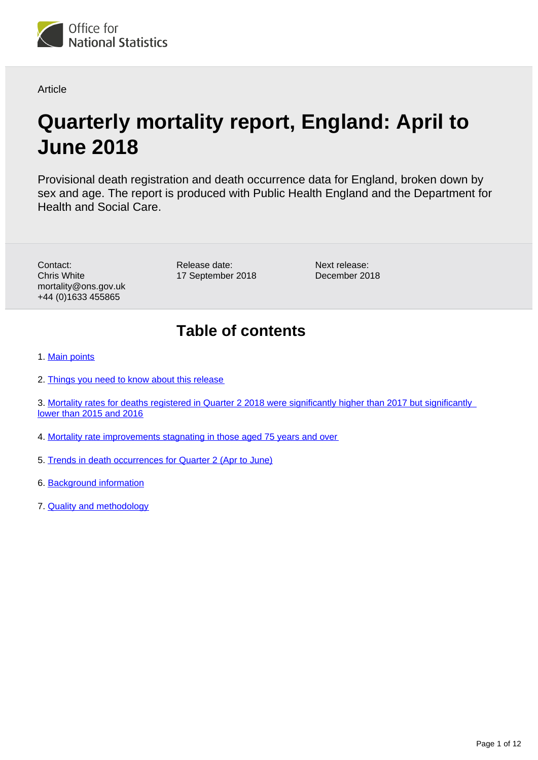Office for National Statistics

Article

# Quarterly mortality report, England: April to June 2018

Provisional death registration and death occurrence data for England, broken down by sex and age. The report is produced with Public Health England and the Department for Health and Social Care.

Contact:
Chris White
mortality@ons.gov.uk
+44 (0)1633 455865

Release date:
17 September 2018

Next release:
December 2018

## Table of contents

1. Main points
2. Things you need to know about this release
3. Mortality rates for deaths registered in Quarter 2 2018 were significantly higher than 2017 but significantly lower than 2015 and 2016
4. Mortality rate improvements stagnating in those aged 75 years and over
5. Trends in death occurrences for Quarter 2 (Apr to June)
6. Background information
7. Quality and methodology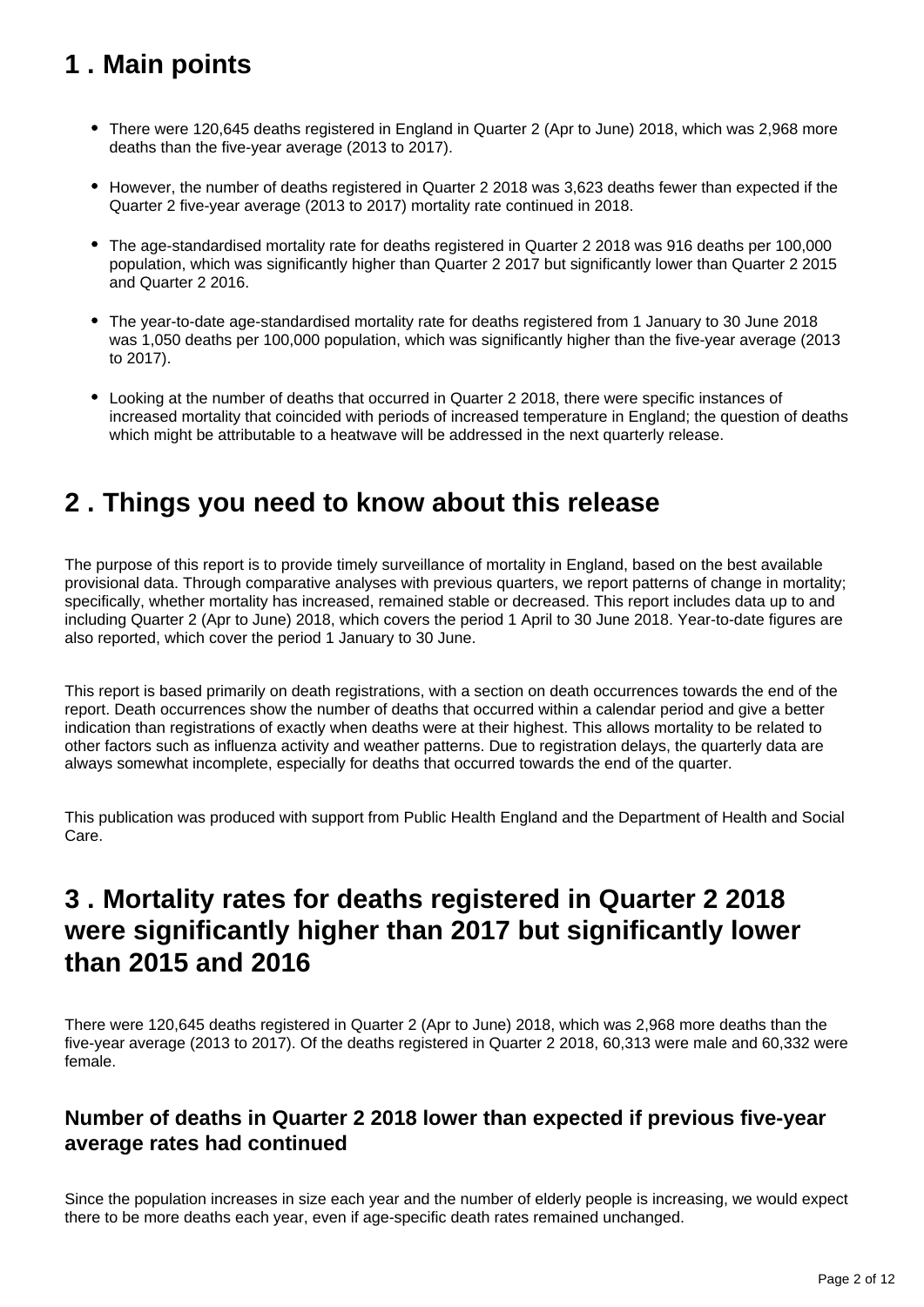## 1 . Main points

- There were 120,645 deaths registered in England in Quarter 2 (Apr to June) 2018, which was 2,968 more deaths than the five-year average (2013 to 2017).
- However, the number of deaths registered in Quarter 2 2018 was 3,623 deaths fewer than expected if the Quarter 2 five-year average (2013 to 2017) mortality rate continued in 2018.
- The age-standardised mortality rate for deaths registered in Quarter 2 2018 was 916 deaths per 100,000 population, which was significantly higher than Quarter 2 2017 but significantly lower than Quarter 2 2015 and Quarter 2 2016.
- The year-to-date age-standardised mortality rate for deaths registered from 1 January to 30 June 2018 was 1,050 deaths per 100,000 population, which was significantly higher than the five-year average (2013 to 2017).
- Looking at the number of deaths that occurred in Quarter 2 2018, there were specific instances of increased mortality that coincided with periods of increased temperature in England; the question of deaths which might be attributable to a heatwave will be addressed in the next quarterly release.

## 2 . Things you need to know about this release

The purpose of this report is to provide timely surveillance of mortality in England, based on the best available provisional data. Through comparative analyses with previous quarters, we report patterns of change in mortality; specifically, whether mortality has increased, remained stable or decreased. This report includes data up to and including Quarter 2 (Apr to June) 2018, which covers the period 1 April to 30 June 2018. Year-to-date figures are also reported, which cover the period 1 January to 30 June.

This report is based primarily on death registrations, with a section on death occurrences towards the end of the report. Death occurrences show the number of deaths that occurred within a calendar period and give a better indication than registrations of exactly when deaths were at their highest. This allows mortality to be related to other factors such as influenza activity and weather patterns. Due to registration delays, the quarterly data are always somewhat incomplete, especially for deaths that occurred towards the end of the quarter.

This publication was produced with support from Public Health England and the Department of Health and Social Care.

## 3 . Mortality rates for deaths registered in Quarter 2 2018 were significantly higher than 2017 but significantly lower than 2015 and 2016

There were 120,645 deaths registered in Quarter 2 (Apr to June) 2018, which was 2,968 more deaths than the five-year average (2013 to 2017). Of the deaths registered in Quarter 2 2018, 60,313 were male and 60,332 were female.

### Number of deaths in Quarter 2 2018 lower than expected if previous five-year average rates had continued

Since the population increases in size each year and the number of elderly people is increasing, we would expect there to be more deaths each year, even if age-specific death rates remained unchanged.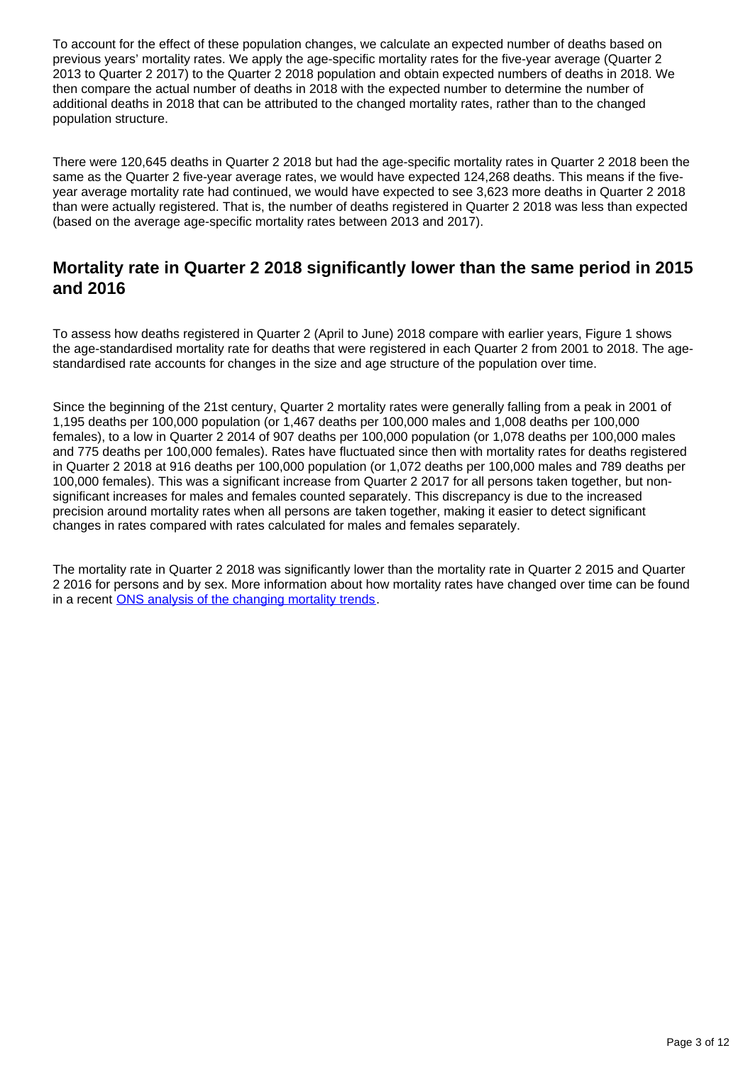To account for the effect of these population changes, we calculate an expected number of deaths based on previous years' mortality rates. We apply the age-specific mortality rates for the five-year average (Quarter 2 2013 to Quarter 2 2017) to the Quarter 2 2018 population and obtain expected numbers of deaths in 2018. We then compare the actual number of deaths in 2018 with the expected number to determine the number of additional deaths in 2018 that can be attributed to the changed mortality rates, rather than to the changed population structure.

There were 120,645 deaths in Quarter 2 2018 but had the age-specific mortality rates in Quarter 2 2018 been the same as the Quarter 2 five-year average rates, we would have expected 124,268 deaths. This means if the five-year average mortality rate had continued, we would have expected to see 3,623 more deaths in Quarter 2 2018 than were actually registered. That is, the number of deaths registered in Quarter 2 2018 was less than expected (based on the average age-specific mortality rates between 2013 and 2017).

## Mortality rate in Quarter 2 2018 significantly lower than the same period in 2015 and 2016

To assess how deaths registered in Quarter 2 (April to June) 2018 compare with earlier years, Figure 1 shows the age-standardised mortality rate for deaths that were registered in each Quarter 2 from 2001 to 2018. The age-standardised rate accounts for changes in the size and age structure of the population over time.

Since the beginning of the 21st century, Quarter 2 mortality rates were generally falling from a peak in 2001 of 1,195 deaths per 100,000 population (or 1,467 deaths per 100,000 males and 1,008 deaths per 100,000 females), to a low in Quarter 2 2014 of 907 deaths per 100,000 population (or 1,078 deaths per 100,000 males and 775 deaths per 100,000 females). Rates have fluctuated since then with mortality rates for deaths registered in Quarter 2 2018 at 916 deaths per 100,000 population (or 1,072 deaths per 100,000 males and 789 deaths per 100,000 females). This was a significant increase from Quarter 2 2017 for all persons taken together, but non-significant increases for males and females counted separately. This discrepancy is due to the increased precision around mortality rates when all persons are taken together, making it easier to detect significant changes in rates compared with rates calculated for males and females separately.

The mortality rate in Quarter 2 2018 was significantly lower than the mortality rate in Quarter 2 2015 and Quarter 2 2016 for persons and by sex. More information about how mortality rates have changed over time can be found in a recent [ONS analysis of the changing mortality trends](#).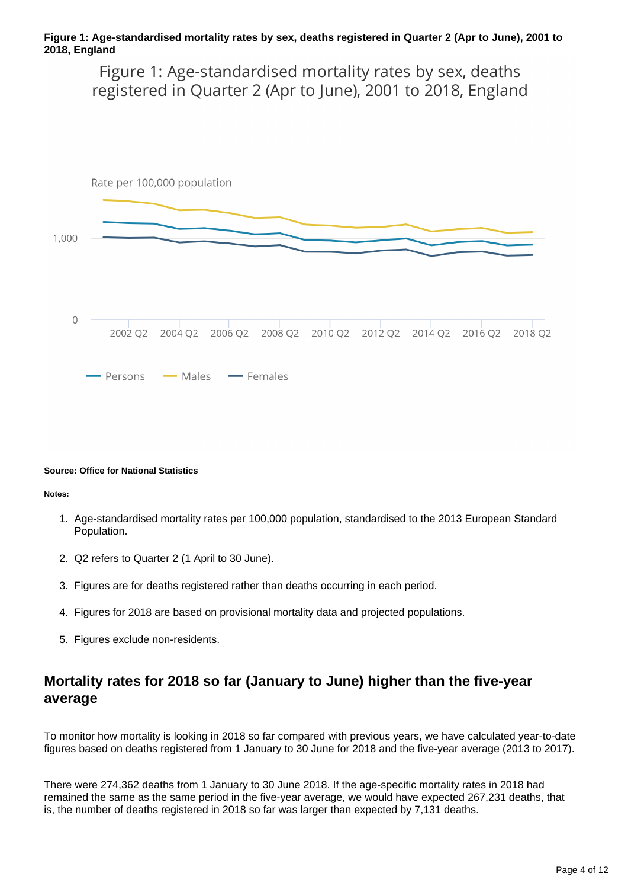**Figure 1: Age-standardised mortality rates by sex, deaths registered in Quarter 2 (Apr to June), 2001 to 2018, England**

Figure 1: Age-standardised mortality rates by sex, deaths registered in Quarter 2 (Apr to June), 2001 to 2018, England

Rate per 100,000 population

1,000

0

2002 Q2 2004 Q2 2006 Q2 2008 Q2 2010 Q2 2012 Q2 2014 Q2 2016 Q2 2018 Q2

Persons Males Females

**Source: Office for National Statistics**

**Notes:**

1. Age-standardised mortality rates per 100,000 population, standardised to the 2013 European Standard Population.
2. Q2 refers to Quarter 2 (1 April to 30 June).
3. Figures are for deaths registered rather than deaths occurring in each period.
4. Figures for 2018 are based on provisional mortality data and projected populations.
5. Figures exclude non-residents.

## Mortality rates for 2018 so far (January to June) higher than the five-year average

To monitor how mortality is looking in 2018 so far compared with previous years, we have calculated year-to-date figures based on deaths registered from 1 January to 30 June for 2018 and the five-year average (2013 to 2017).

There were 274,362 deaths from 1 January to 30 June 2018. If the age-specific mortality rates in 2018 had remained the same as the same period in the five-year average, we would have expected 267,231 deaths, that is, the number of deaths registered in 2018 so far was larger than expected by 7,131 deaths.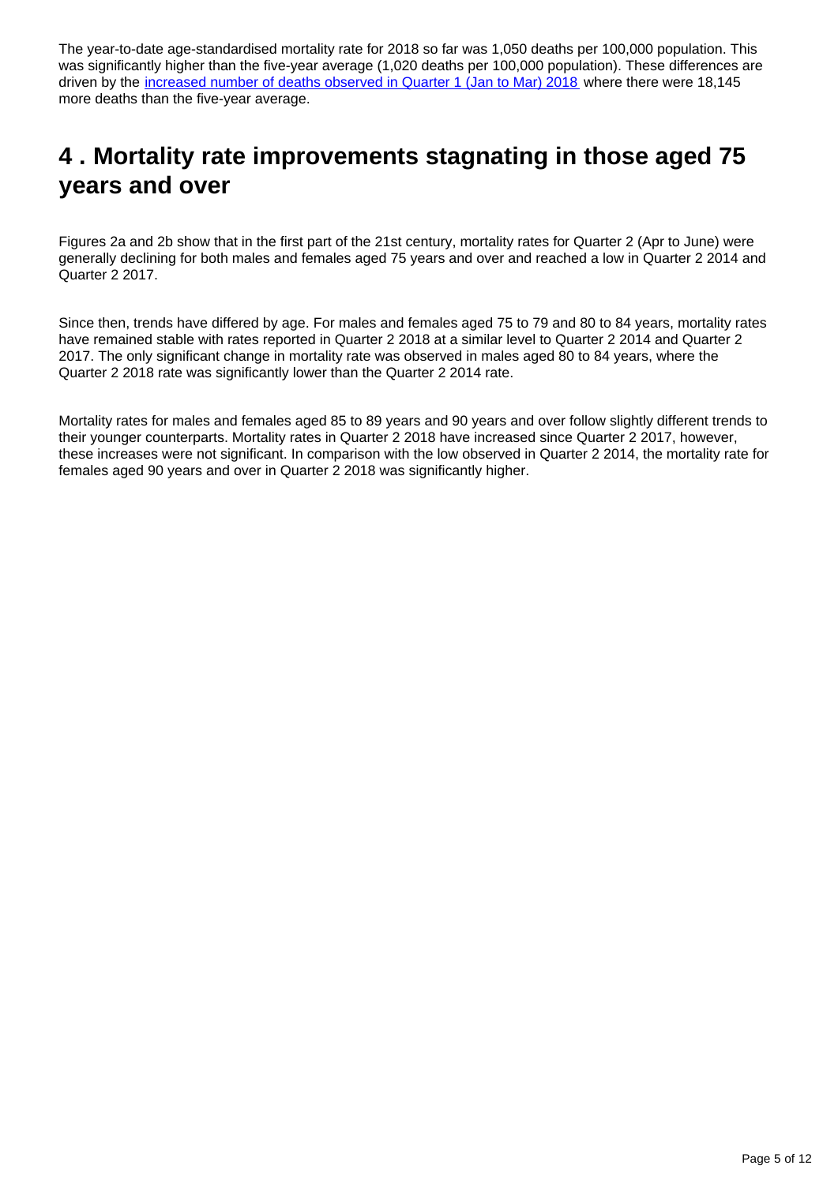The year-to-date age-standardised mortality rate for 2018 so far was 1,050 deaths per 100,000 population. This was significantly higher than the five-year average (1,020 deaths per 100,000 population). These differences are driven by the increased number of deaths observed in Quarter 1 (Jan to Mar) 2018 where there were 18,145 more deaths than the five-year average.

## 4 . Mortality rate improvements stagnating in those aged 75 years and over

Figures 2a and 2b show that in the first part of the 21st century, mortality rates for Quarter 2 (Apr to June) were generally declining for both males and females aged 75 years and over and reached a low in Quarter 2 2014 and Quarter 2 2017.

Since then, trends have differed by age. For males and females aged 75 to 79 and 80 to 84 years, mortality rates have remained stable with rates reported in Quarter 2 2018 at a similar level to Quarter 2 2014 and Quarter 2 2017. The only significant change in mortality rate was observed in males aged 80 to 84 years, where the Quarter 2 2018 rate was significantly lower than the Quarter 2 2014 rate.

Mortality rates for males and females aged 85 to 89 years and 90 years and over follow slightly different trends to their younger counterparts. Mortality rates in Quarter 2 2018 have increased since Quarter 2 2017, however, these increases were not significant. In comparison with the low observed in Quarter 2 2014, the mortality rate for females aged 90 years and over in Quarter 2 2018 was significantly higher.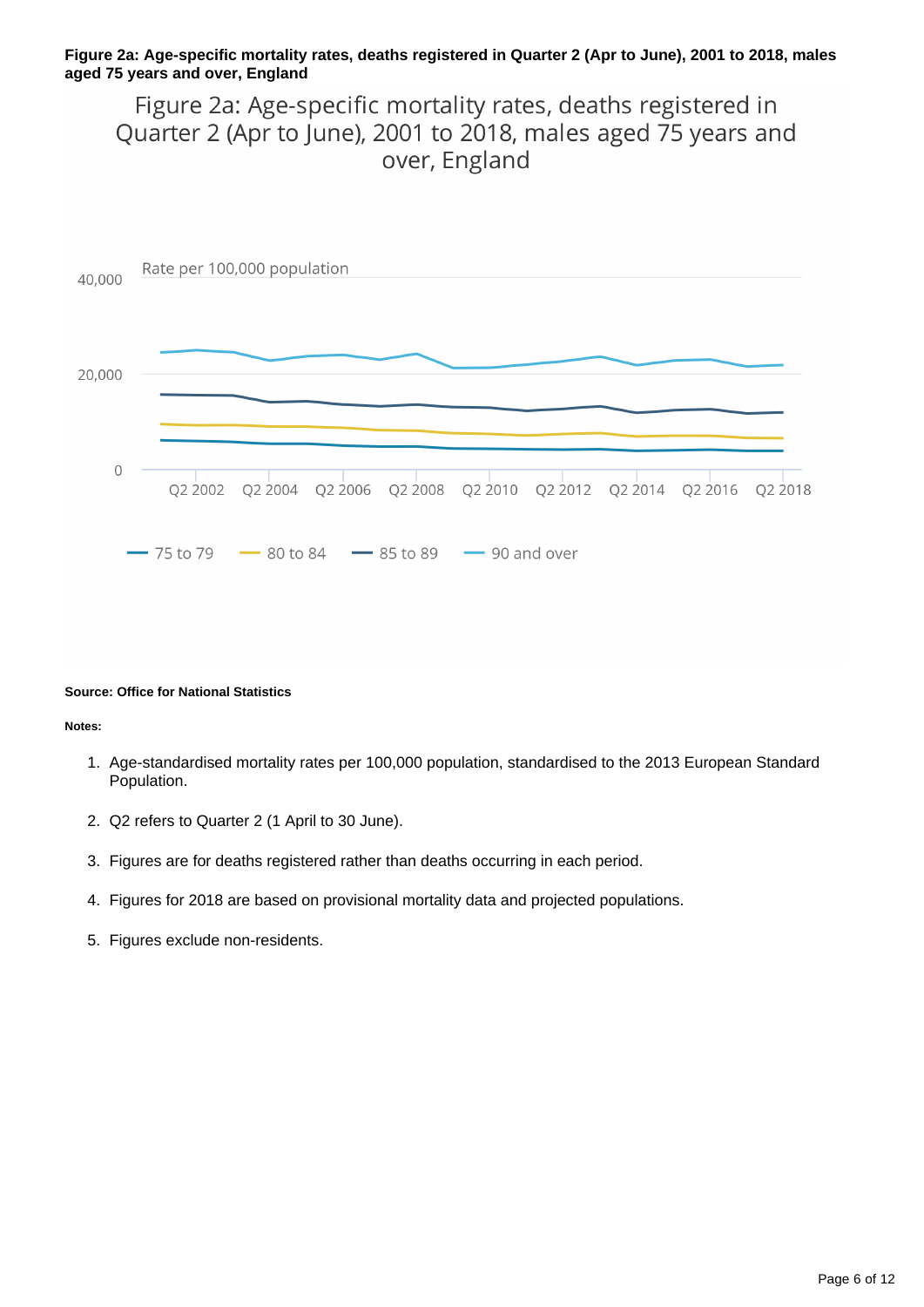**Figure 2a: Age-specific mortality rates, deaths registered in Quarter 2 (Apr to June), 2001 to 2018, males aged 75 years and over, England**

Figure 2a: Age-specific mortality rates, deaths registered in Quarter 2 (Apr to June), 2001 to 2018, males aged 75 years and over, England

Rate per 100,000 population

40,000

20,000

0

Q2 2002 Q2 2004 Q2 2006 Q2 2008 Q2 2010 Q2 2012 Q2 2014 Q2 2016 Q2 2018

75 to 79 | 80 to 84 | 85 to 89 | 90 and over

**Source: Office for National Statistics**

**Notes:**

1. Age-standardised mortality rates per 100,000 population, standardised to the 2013 European Standard Population.
2. Q2 refers to Quarter 2 (1 April to 30 June).
3. Figures are for deaths registered rather than deaths occurring in each period.
4. Figures for 2018 are based on provisional mortality data and projected populations.
5. Figures exclude non-residents.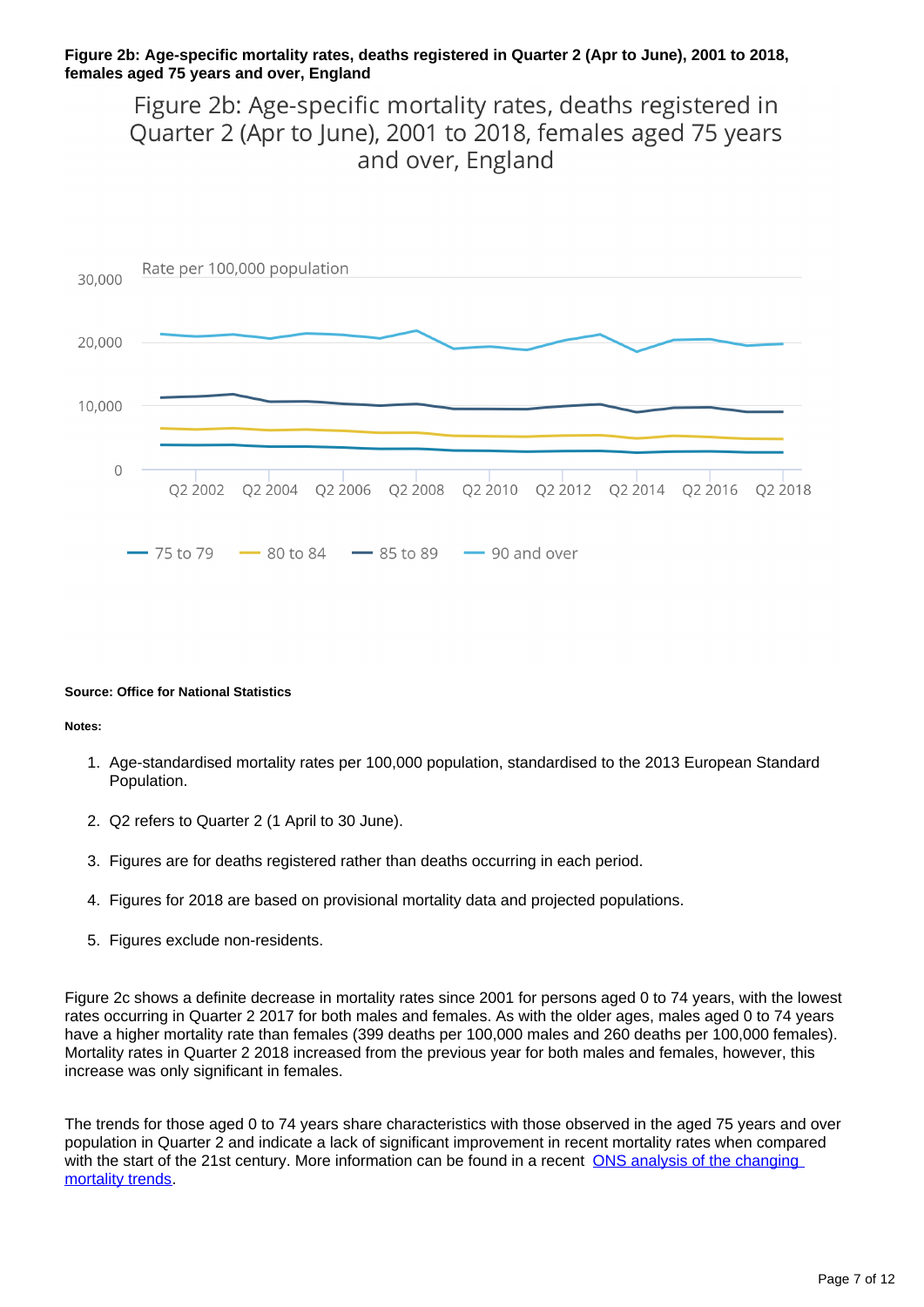**Figure 2b: Age-specific mortality rates, deaths registered in Quarter 2 (Apr to June), 2001 to 2018, females aged 75 years and over, England**

Figure 2b: Age-specific mortality rates, deaths registered in Quarter 2 (Apr to June), 2001 to 2018, females aged 75 years and over, England

Rate per 100,000 population

75 to 79 | 80 to 84 | 85 to 89 | 90 and over

**Source: Office for National Statistics**

**Notes:**

1. Age-standardised mortality rates per 100,000 population, standardised to the 2013 European Standard Population.
2. Q2 refers to Quarter 2 (1 April to 30 June).
3. Figures are for deaths registered rather than deaths occurring in each period.
4. Figures for 2018 are based on provisional mortality data and projected populations.
5. Figures exclude non-residents.

Figure 2c shows a definite decrease in mortality rates since 2001 for persons aged 0 to 74 years, with the lowest rates occurring in Quarter 2 2017 for both males and females. As with the older ages, males aged 0 to 74 years have a higher mortality rate than females (399 deaths per 100,000 males and 260 deaths per 100,000 females). Mortality rates in Quarter 2 2018 increased from the previous year for both males and females, however, this increase was only significant in females.

The trends for those aged 0 to 74 years share characteristics with those observed in the aged 75 years and over population in Quarter 2 and indicate a lack of significant improvement in recent mortality rates when compared with the start of the 21st century. More information can be found in a recent [ONS analysis of the changing mortality trends](ONS analysis of the changing mortality trends).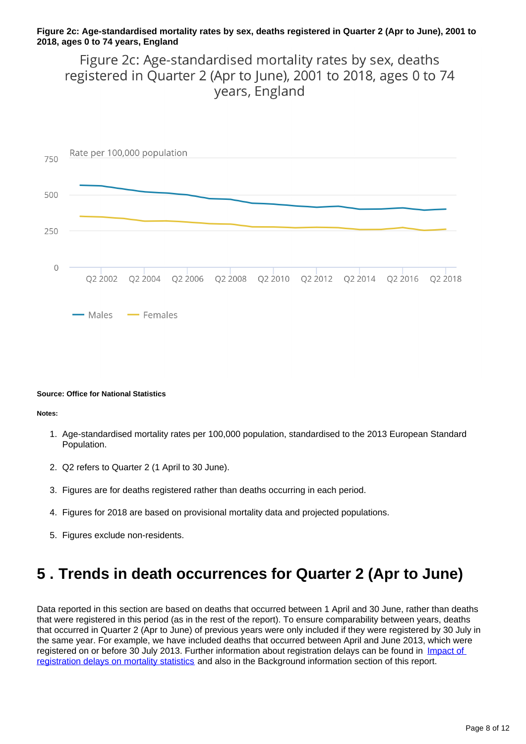**Figure 2c: Age-standardised mortality rates by sex, deaths registered in Quarter 2 (Apr to June), 2001 to 2018, ages 0 to 74 years, England**

Figure 2c: Age-standardised mortality rates by sex, deaths registered in Quarter 2 (Apr to June), 2001 to 2018, ages 0 to 74 years, England

Rate per 100,000 population

Males — Females

**Source: Office for National Statistics**

**Notes:**

1. Age-standardised mortality rates per 100,000 population, standardised to the 2013 European Standard Population.
2. Q2 refers to Quarter 2 (1 April to 30 June).
3. Figures are for deaths registered rather than deaths occurring in each period.
4. Figures for 2018 are based on provisional mortality data and projected populations.
5. Figures exclude non-residents.

# 5 . Trends in death occurrences for Quarter 2 (Apr to June)

Data reported in this section are based on deaths that occurred between 1 April and 30 June, rather than deaths that were registered in this period (as in the rest of the report). To ensure comparability between years, deaths that occurred in Quarter 2 (Apr to June) of previous years were only included if they were registered by 30 July in the same year. For example, we have included deaths that occurred between April and June 2013, which were registered on or before 30 July 2013. Further information about registration delays can be found in [Impact of registration delays on mortality statistics]() and also in the Background information section of this report.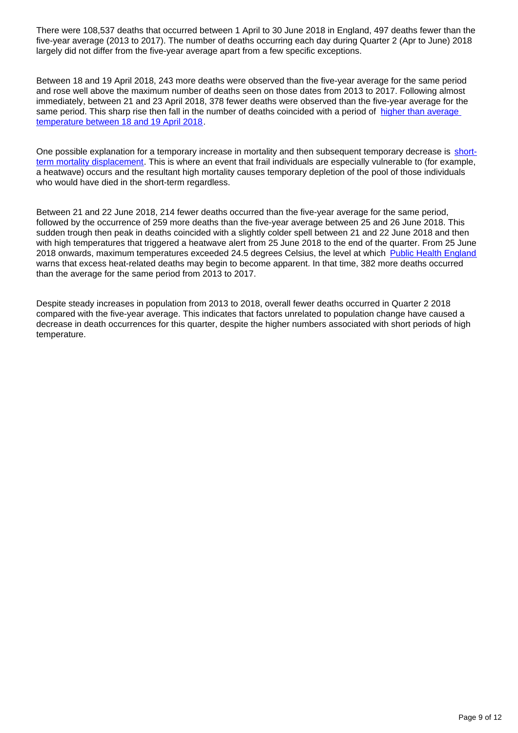There were 108,537 deaths that occurred between 1 April to 30 June 2018 in England, 497 deaths fewer than the five-year average (2013 to 2017). The number of deaths occurring each day during Quarter 2 (Apr to June) 2018 largely did not differ from the five-year average apart from a few specific exceptions.

Between 18 and 19 April 2018, 243 more deaths were observed than the five-year average for the same period and rose well above the maximum number of deaths seen on those dates from 2013 to 2017. Following almost immediately, between 21 and 23 April 2018, 378 fewer deaths were observed than the five-year average for the same period. This sharp rise then fall in the number of deaths coincided with a period of higher than average temperature between 18 and 19 April 2018.

One possible explanation for a temporary increase in mortality and then subsequent temporary decrease is short-term mortality displacement. This is where an event that frail individuals are especially vulnerable to (for example, a heatwave) occurs and the resultant high mortality causes temporary depletion of the pool of those individuals who would have died in the short-term regardless.

Between 21 and 22 June 2018, 214 fewer deaths occurred than the five-year average for the same period, followed by the occurrence of 259 more deaths than the five-year average between 25 and 26 June 2018. This sudden trough then peak in deaths coincided with a slightly colder spell between 21 and 22 June 2018 and then with high temperatures that triggered a heatwave alert from 25 June 2018 to the end of the quarter. From 25 June 2018 onwards, maximum temperatures exceeded 24.5 degrees Celsius, the level at which Public Health England warns that excess heat-related deaths may begin to become apparent. In that time, 382 more deaths occurred than the average for the same period from 2013 to 2017.

Despite steady increases in population from 2013 to 2018, overall fewer deaths occurred in Quarter 2 2018 compared with the five-year average. This indicates that factors unrelated to population change have caused a decrease in death occurrences for this quarter, despite the higher numbers associated with short periods of high temperature.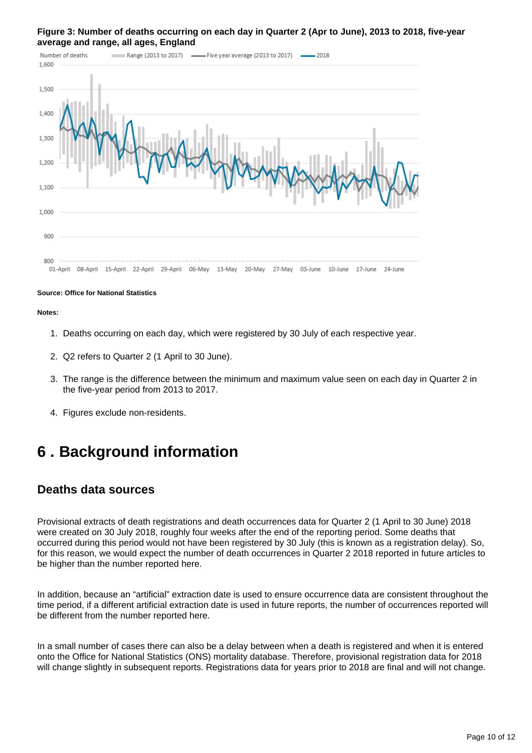**Figure 3: Number of deaths occurring on each day in Quarter 2 (Apr to June), 2013 to 2018, five-year average and range, all ages, England**

**Source: Office for National Statistics**

**Notes:**

1. Deaths occurring on each day, which were registered by 30 July of each respective year.
2. Q2 refers to Quarter 2 (1 April to 30 June).
3. The range is the difference between the minimum and maximum value seen on each day in Quarter 2 in the five-year period from 2013 to 2017.
4. Figures exclude non-residents.

# 6 . Background information

## Deaths data sources

Provisional extracts of death registrations and death occurrences data for Quarter 2 (1 April to 30 June) 2018 were created on 30 July 2018, roughly four weeks after the end of the reporting period. Some deaths that occurred during this period would not have been registered by 30 July (this is known as a registration delay). So, for this reason, we would expect the number of death occurrences in Quarter 2 2018 reported in future articles to be higher than the number reported here.

In addition, because an "artificial" extraction date is used to ensure occurrence data are consistent throughout the time period, if a different artificial extraction date is used in future reports, the number of occurrences reported will be different from the number reported here.

In a small number of cases there can also be a delay between when a death is registered and when it is entered onto the Office for National Statistics (ONS) mortality database. Therefore, provisional registration data for 2018 will change slightly in subsequent reports. Registrations data for years prior to 2018 are final and will not change.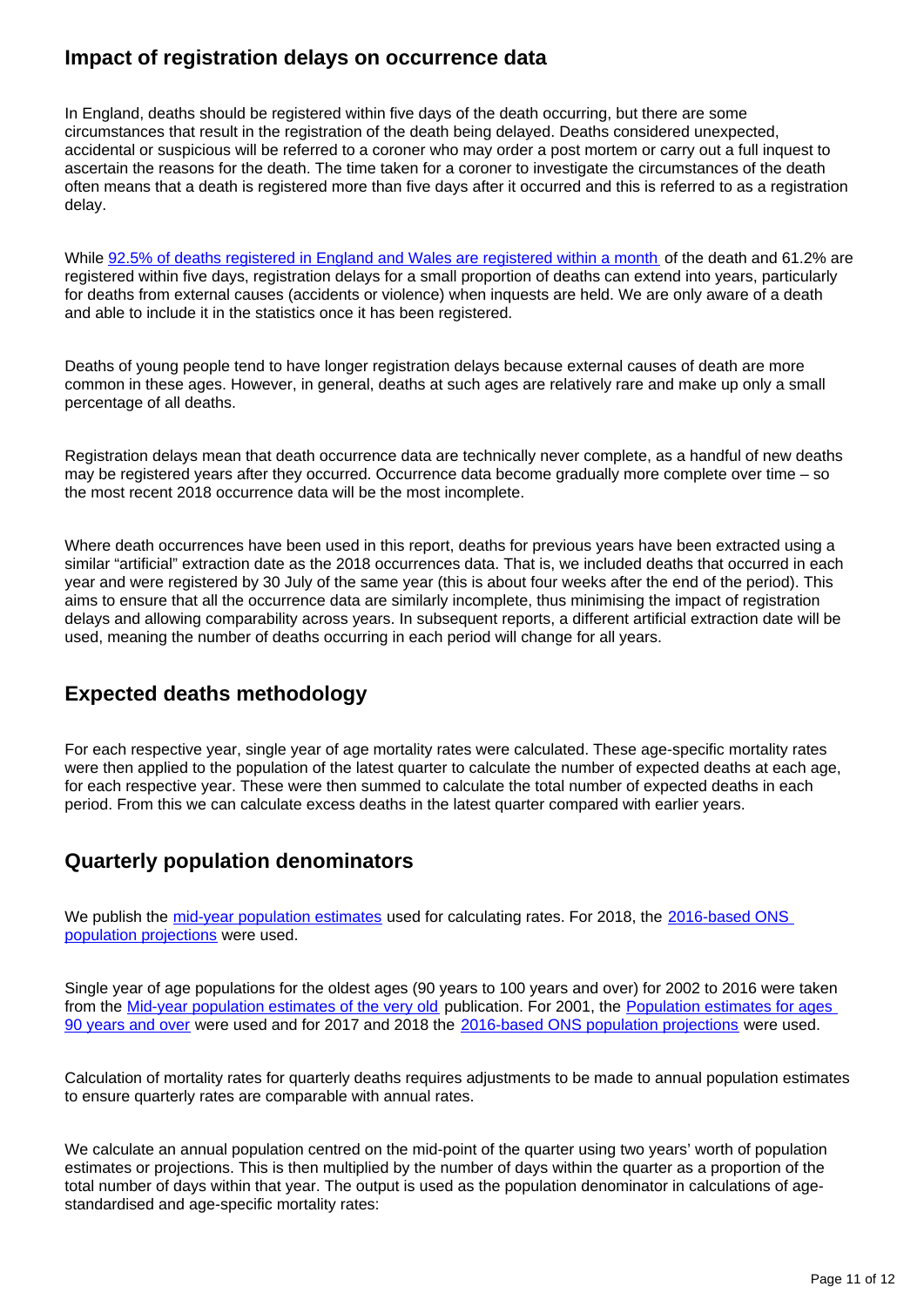## Impact of registration delays on occurrence data

In England, deaths should be registered within five days of the death occurring, but there are some circumstances that result in the registration of the death being delayed. Deaths considered unexpected, accidental or suspicious will be referred to a coroner who may order a post mortem or carry out a full inquest to ascertain the reasons for the death. The time taken for a coroner to investigate the circumstances of the death often means that a death is registered more than five days after it occurred and this is referred to as a registration delay.

While 92.5% of deaths registered in England and Wales are registered within a month of the death and 61.2% are registered within five days, registration delays for a small proportion of deaths can extend into years, particularly for deaths from external causes (accidents or violence) when inquests are held. We are only aware of a death and able to include it in the statistics once it has been registered.

Deaths of young people tend to have longer registration delays because external causes of death are more common in these ages. However, in general, deaths at such ages are relatively rare and make up only a small percentage of all deaths.

Registration delays mean that death occurrence data are technically never complete, as a handful of new deaths may be registered years after they occurred. Occurrence data become gradually more complete over time – so the most recent 2018 occurrence data will be the most incomplete.

Where death occurrences have been used in this report, deaths for previous years have been extracted using a similar "artificial" extraction date as the 2018 occurrences data. That is, we included deaths that occurred in each year and were registered by 30 July of the same year (this is about four weeks after the end of the period). This aims to ensure that all the occurrence data are similarly incomplete, thus minimising the impact of registration delays and allowing comparability across years. In subsequent reports, a different artificial extraction date will be used, meaning the number of deaths occurring in each period will change for all years.

## Expected deaths methodology

For each respective year, single year of age mortality rates were calculated. These age-specific mortality rates were then applied to the population of the latest quarter to calculate the number of expected deaths at each age, for each respective year. These were then summed to calculate the total number of expected deaths in each period. From this we can calculate excess deaths in the latest quarter compared with earlier years.

## Quarterly population denominators

We publish the mid-year population estimates used for calculating rates. For 2018, the 2016-based ONS population projections were used.

Single year of age populations for the oldest ages (90 years to 100 years and over) for 2002 to 2016 were taken from the Mid-year population estimates of the very old publication. For 2001, the Population estimates for ages 90 years and over were used and for 2017 and 2018 the 2016-based ONS population projections were used.

Calculation of mortality rates for quarterly deaths requires adjustments to be made to annual population estimates to ensure quarterly rates are comparable with annual rates.

We calculate an annual population centred on the mid-point of the quarter using two years' worth of population estimates or projections. This is then multiplied by the number of days within the quarter as a proportion of the total number of days within that year. The output is used as the population denominator in calculations of age-standardised and age-specific mortality rates: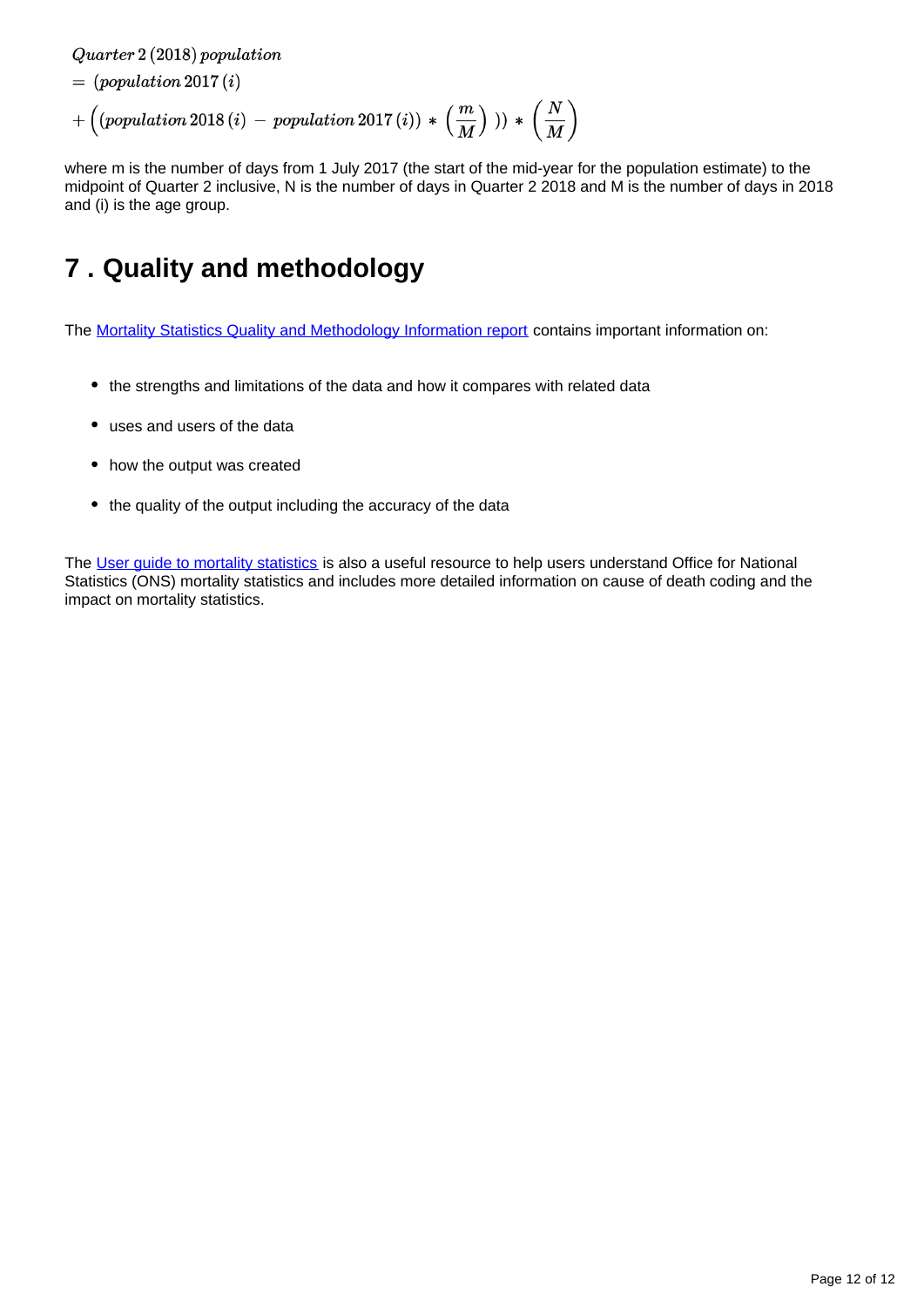$$Quarter\,2\,(2018)\,population$$
$$= (population\,2017\,(i)$$
$$+ \left((population\,2018\,(i)\; - \;population\,2017\,(i))\; * \;\left(\frac{m}{M}\right)\;)\right)\; * \;\left(\frac{N}{M}\right)$$

where m is the number of days from 1 July 2017 (the start of the mid-year for the population estimate) to the midpoint of Quarter 2 inclusive, N is the number of days in Quarter 2 2018 and M is the number of days in 2018 and (i) is the age group.

# 7 . Quality and methodology

The Mortality Statistics Quality and Methodology Information report contains important information on:

- the strengths and limitations of the data and how it compares with related data
- uses and users of the data
- how the output was created
- the quality of the output including the accuracy of the data

The User guide to mortality statistics is also a useful resource to help users understand Office for National Statistics (ONS) mortality statistics and includes more detailed information on cause of death coding and the impact on mortality statistics.